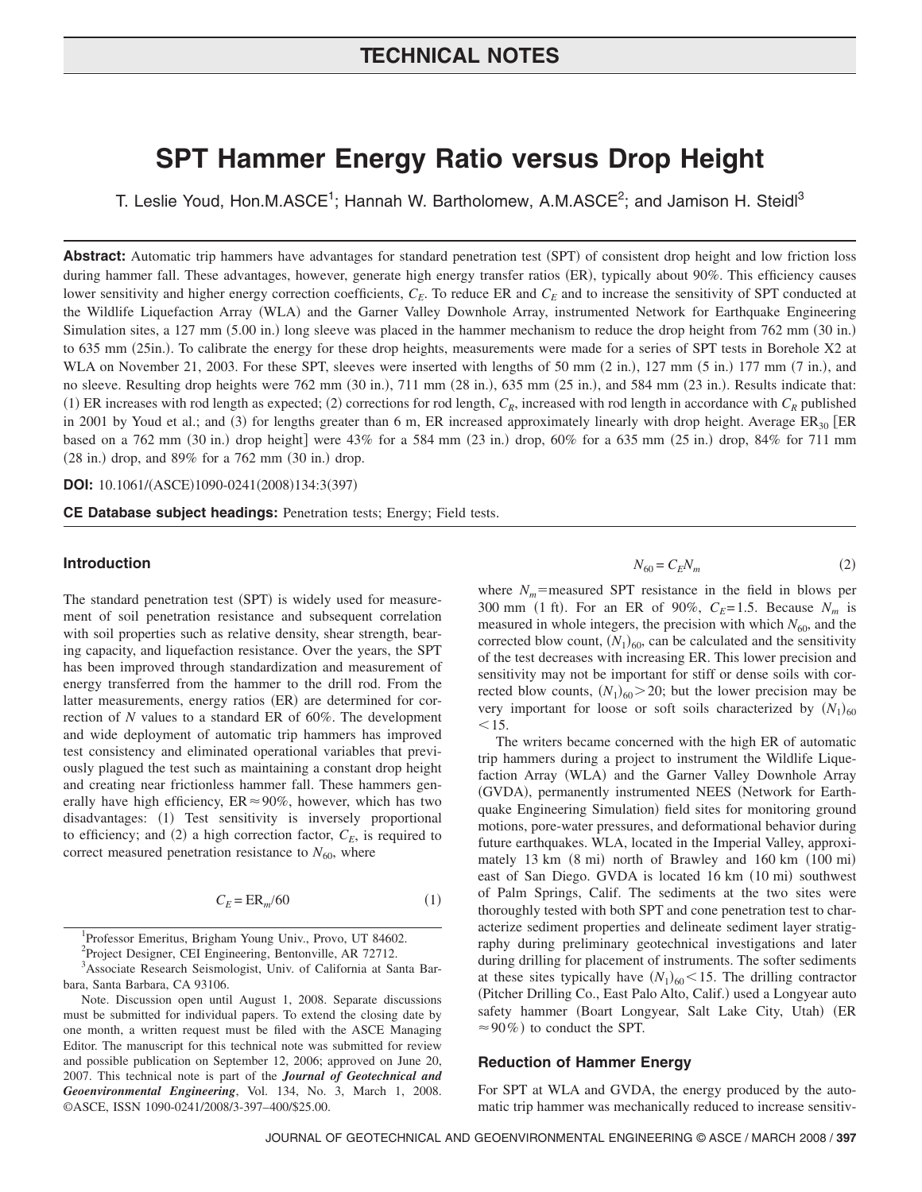# TECHNICAL NOTES

# SPT Hammer Energy Ratio versus Drop Height

T. Leslie Youd, Hon.M.ASCE[1]; Hannah W. Bartholomew, A.M.ASCE[2]; and Jamison H. Steidl[3]

**Abstract:** Automatic trip hammers have advantages for standard penetration test (SPT) of consistent drop height and low friction loss during hammer fall. These advantages, however, generate high energy transfer ratios (ER), typically about 90%. This efficiency causes lower sensitivity and higher energy correction coefficients, $C_E$. To reduce ER and $C_E$ and to increase the sensitivity of SPT conducted at the Wildlife Liquefaction Array (WLA) and the Garner Valley Downhole Array, instrumented Network for Earthquake Engineering Simulation sites, a 127 mm (5.00 in.) long sleeve was placed in the hammer mechanism to reduce the drop height from 762 mm (30 in.) to 635 mm (25in.). To calibrate the energy for these drop heights, measurements were made for a series of SPT tests in Borehole X2 at WLA on November 21, 2003. For these SPT, sleeves were inserted with lengths of 50 mm (2 in.), 127 mm (5 in.) 177 mm (7 in.), and no sleeve. Resulting drop heights were 762 mm (30 in.), 711 mm (28 in.), 635 mm (25 in.), and 584 mm (23 in.). Results indicate that: (1) ER increases with rod length as expected; (2) corrections for rod length, $C_R$, increased with rod length in accordance with $C_R$ published in 2001 by Youd et al.; and (3) for lengths greater than 6 m, ER increased approximately linearly with drop height. Average $ER_{30}$ [ER based on a 762 mm (30 in.) drop height] were 43% for a 584 mm (23 in.) drop, 60% for a 635 mm (25 in.) drop, 84% for 711 mm (28 in.) drop, and 89% for a 762 mm (30 in.) drop.

**DOI:** 10.1061/(ASCE)1090-0241(2008)134:3(397)

**CE Database subject headings:** Penetration tests; Energy; Field tests.

## Introduction

The standard penetration test (SPT) is widely used for measurement of soil penetration resistance and subsequent correlation with soil properties such as relative density, shear strength, bearing capacity, and liquefaction resistance. Over the years, the SPT has been improved through standardization and measurement of energy transferred from the hammer to the drill rod. From the latter measurements, energy ratios (ER) are determined for correction of $N$ values to a standard ER of 60%. The development and wide deployment of automatic trip hammers has improved test consistency and eliminated operational variables that previously plagued the test such as maintaining a constant drop height and creating near frictionless hammer fall. These hammers generally have high efficiency, $ER \approx 90\%$, however, which has two disadvantages: (1) Test sensitivity is inversely proportional to efficiency; and (2) a high correction factor, $C_E$, is required to correct measured penetration resistance to $N_{60}$, where

$$C_E = ER_m/60 \tag{1}$$

$$N_{60} = C_E N_m \tag{2}$$

where $N_m$=measured SPT resistance in the field in blows per 300 mm (1 ft). For an ER of 90%, $C_E$=1.5. Because $N_m$ is measured in whole integers, the precision with which $N_{60}$, and the corrected blow count, $(N_1)_{60}$, can be calculated and the sensitivity of the test decreases with increasing ER. This lower precision and sensitivity may not be important for stiff or dense soils with corrected blow counts, $(N_1)_{60} > 20$; but the lower precision may be very important for loose or soft soils characterized by $(N_1)_{60} < 15$.

The writers became concerned with the high ER of automatic trip hammers during a project to instrument the Wildlife Liquefaction Array (WLA) and the Garner Valley Downhole Array (GVDA), permanently instrumented NEES (Network for Earthquake Engineering Simulation) field sites for monitoring ground motions, pore-water pressures, and deformational behavior during future earthquakes. WLA, located in the Imperial Valley, approximately 13 km (8 mi) north of Brawley and 160 km (100 mi) east of San Diego. GVDA is located 16 km (10 mi) southwest of Palm Springs, Calif. The sediments at the two sites were thoroughly tested with both SPT and cone penetration test to characterize sediment properties and delineate sediment layer stratigraphy during preliminary geotechnical investigations and later during drilling for placement of instruments. The softer sediments at these sites typically have $(N_1)_{60} < 15$. The drilling contractor (Pitcher Drilling Co., East Palo Alto, Calif.) used a Longyear auto safety hammer (Boart Longyear, Salt Lake City, Utah) ($ER \approx 90\%$) to conduct the SPT.

## Reduction of Hammer Energy

For SPT at WLA and GVDA, the energy produced by the automatic trip hammer was mechanically reduced to increase sensitiv-

---

[1]Professor Emeritus, Brigham Young Univ., Provo, UT 84602.

[2]Project Designer, CEI Engineering, Bentonville, AR 72712.

[3]Associate Research Seismologist, Univ. of California at Santa Barbara, Santa Barbara, CA 93106.

Note. Discussion open until August 1, 2008. Separate discussions must be submitted for individual papers. To extend the closing date by one month, a written request must be filed with the ASCE Managing Editor. The manuscript for this technical note was submitted for review and possible publication on September 12, 2006; approved on June 20, 2007. This technical note is part of the ***Journal of Geotechnical and Geoenvironmental Engineering***, Vol. 134, No. 3, March 1, 2008. ©ASCE, ISSN 1090-0241/2008/3-397–400/$25.00.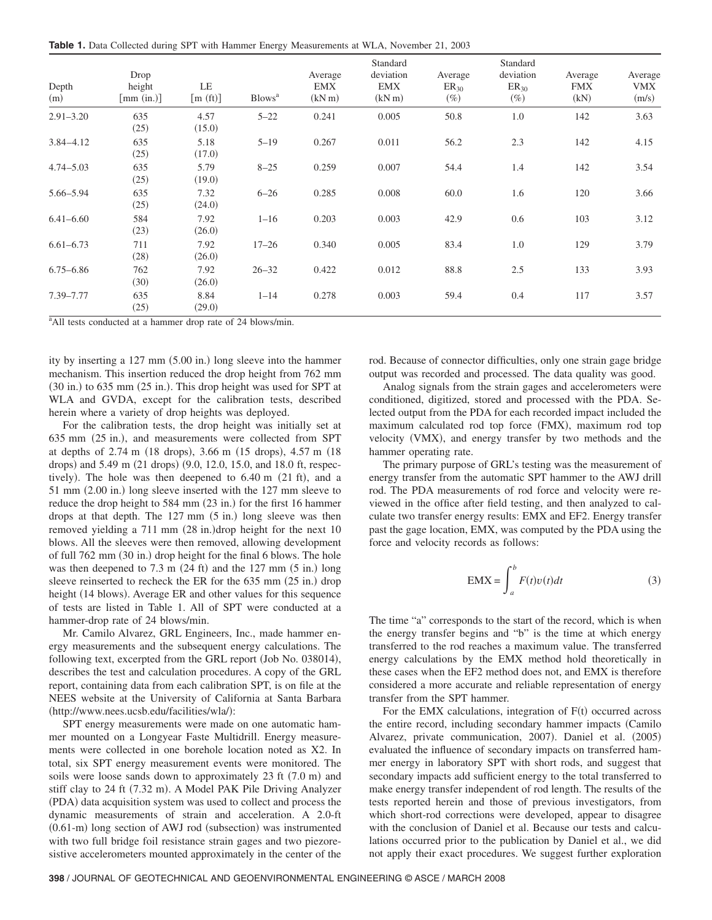**Table 1.** Data Collected during SPT with Hammer Energy Measurements at WLA, November 21, 2003

| Depth (m) | Drop height [mm (in.)] | LE [m (ft)] | Blows[a] | Average EMX (kN m) | Standard deviation EMX (kN m) | Average $ER_{30}$ (%) | Standard deviation $ER_{30}$ (%) | Average FMX (kN) | Average VMX (m/s) |
|---|---|---|---|---|---|---|---|---|---|
| 2.91–3.20 | 635 (25) | 4.57 (15.0) | 5–22 | 0.241 | 0.005 | 50.8 | 1.0 | 142 | 3.63 |
| 3.84–4.12 | 635 (25) | 5.18 (17.0) | 5–19 | 0.267 | 0.011 | 56.2 | 2.3 | 142 | 4.15 |
| 4.74–5.03 | 635 (25) | 5.79 (19.0) | 8–25 | 0.259 | 0.007 | 54.4 | 1.4 | 142 | 3.54 |
| 5.66–5.94 | 635 (25) | 7.32 (24.0) | 6–26 | 0.285 | 0.008 | 60.0 | 1.6 | 120 | 3.66 |
| 6.41–6.60 | 584 (23) | 7.92 (26.0) | 1–16 | 0.203 | 0.003 | 42.9 | 0.6 | 103 | 3.12 |
| 6.61–6.73 | 711 (28) | 7.92 (26.0) | 17–26 | 0.340 | 0.005 | 83.4 | 1.0 | 129 | 3.79 |
| 6.75–6.86 | 762 (30) | 7.92 (26.0) | 26–32 | 0.422 | 0.012 | 88.8 | 2.5 | 133 | 3.93 |
| 7.39–7.77 | 635 (25) | 8.84 (29.0) | 1–14 | 0.278 | 0.003 | 59.4 | 0.4 | 117 | 3.57 |

[a]All tests conducted at a hammer drop rate of 24 blows/min.

ity by inserting a 127 mm (5.00 in.) long sleeve into the hammer mechanism. This insertion reduced the drop height from 762 mm (30 in.) to 635 mm (25 in.). This drop height was used for SPT at WLA and GVDA, except for the calibration tests, described herein where a variety of drop heights was deployed.

For the calibration tests, the drop height was initially set at 635 mm (25 in.), and measurements were collected from SPT at depths of 2.74 m (18 drops), 3.66 m (15 drops), 4.57 m (18 drops) and 5.49 m (21 drops) (9.0, 12.0, 15.0, and 18.0 ft, respectively). The hole was then deepened to 6.40 m (21 ft), and a 51 mm (2.00 in.) long sleeve inserted with the 127 mm sleeve to reduce the drop height to 584 mm (23 in.) for the first 16 hammer drops at that depth. The 127 mm (5 in.) long sleeve was then removed yielding a 711 mm (28 in.)drop height for the next 10 blows. All the sleeves were then removed, allowing development of full 762 mm (30 in.) drop height for the final 6 blows. The hole was then deepened to 7.3 m (24 ft) and the 127 mm (5 in.) long sleeve reinserted to recheck the ER for the 635 mm (25 in.) drop height (14 blows). Average ER and other values for this sequence of tests are listed in Table 1. All of SPT were conducted at a hammer-drop rate of 24 blows/min.

Mr. Camilo Alvarez, GRL Engineers, Inc., made hammer energy measurements and the subsequent energy calculations. The following text, excerpted from the GRL report (Job No. 038014), describes the test and calculation procedures. A copy of the GRL report, containing data from each calibration SPT, is on file at the NEES website at the University of California at Santa Barbara (http://www.nees.ucsb.edu/facilities/wla/):

SPT energy measurements were made on one automatic hammer mounted on a Longyear Faste Multidrill. Energy measurements were collected in one borehole location noted as X2. In total, six SPT energy measurement events were monitored. The soils were loose sands down to approximately 23 ft (7.0 m) and stiff clay to 24 ft (7.32 m). A Model PAK Pile Driving Analyzer (PDA) data acquisition system was used to collect and process the dynamic measurements of strain and acceleration. A 2.0-ft (0.61-m) long section of AWJ rod (subsection) was instrumented with two full bridge foil resistance strain gages and two piezoresistive accelerometers mounted approximately in the center of the rod. Because of connector difficulties, only one strain gage bridge output was recorded and processed. The data quality was good.

Analog signals from the strain gages and accelerometers were conditioned, digitized, stored and processed with the PDA. Selected output from the PDA for each recorded impact included the maximum calculated rod top force (FMX), maximum rod top velocity (VMX), and energy transfer by two methods and the hammer operating rate.

The primary purpose of GRL's testing was the measurement of energy transfer from the automatic SPT hammer to the AWJ drill rod. The PDA measurements of rod force and velocity were reviewed in the office after field testing, and then analyzed to calculate two transfer energy results: EMX and EF2. Energy transfer past the gage location, EMX, was computed by the PDA using the force and velocity records as follows:

$$\mathrm{EMX} = \int_a^b F(t)v(t)dt \tag{3}$$

The time "a" corresponds to the start of the record, which is when the energy transfer begins and "b" is the time at which energy transferred to the rod reaches a maximum value. The transferred energy calculations by the EMX method hold theoretically in these cases when the EF2 method does not, and EMX is therefore considered a more accurate and reliable representation of energy transfer from the SPT hammer.

For the EMX calculations, integration of F(t) occurred across the entire record, including secondary hammer impacts (Camilo Alvarez, private communication, 2007). Daniel et al. (2005) evaluated the influence of secondary impacts on transferred hammer energy in laboratory SPT with short rods, and suggest that secondary impacts add sufficient energy to the total transferred to make energy transfer independent of rod length. The results of the tests reported herein and those of previous investigators, from which short-rod corrections were developed, appear to disagree with the conclusion of Daniel et al. Because our tests and calculations occurred prior to the publication by Daniel et al., we did not apply their exact procedures. We suggest further exploration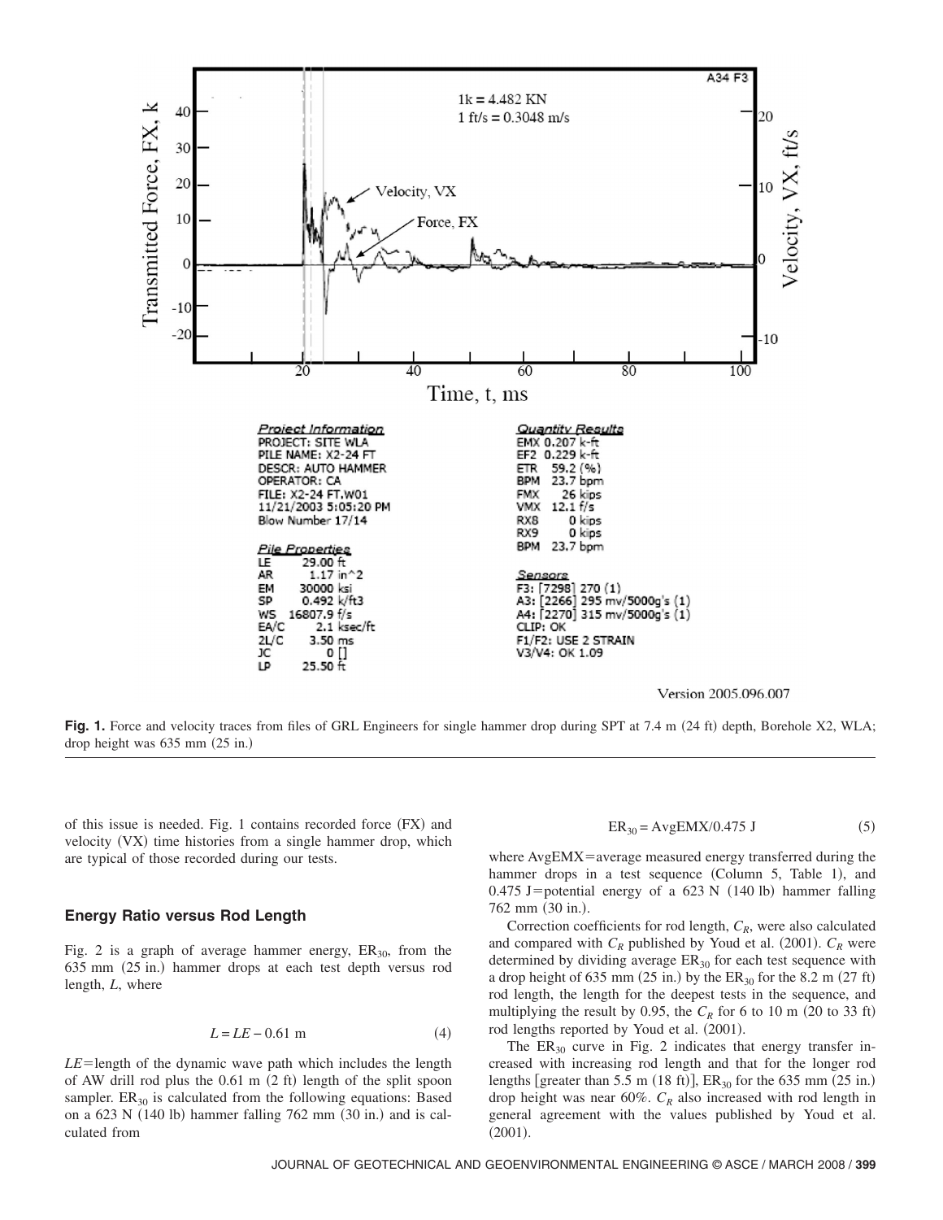**Fig. 1.** Force and velocity traces from files of GRL Engineers for single hammer drop during SPT at 7.4 m (24 ft) depth, Borehole X2, WLA; drop height was 635 mm (25 in.)

of this issue is needed. Fig. 1 contains recorded force (FX) and velocity (VX) time histories from a single hammer drop, which are typical of those recorded during our tests.

## Energy Ratio versus Rod Length

Fig. 2 is a graph of average hammer energy, $ER_{30}$, from the 635 mm (25 in.) hammer drops at each test depth versus rod length, $L$, where

$$L = LE - 0.61 \text{ m} \tag{4}$$

$LE$=length of the dynamic wave path which includes the length of AW drill rod plus the 0.61 m (2 ft) length of the split spoon sampler. $ER_{30}$ is calculated from the following equations: Based on a 623 N (140 lb) hammer falling 762 mm (30 in.) and is calculated from

$$ER_{30} = \text{AvgEMX}/0.475 \text{ J} \tag{5}$$

where AvgEMX=average measured energy transferred during the hammer drops in a test sequence (Column 5, Table 1), and 0.475 J=potential energy of a 623 N (140 lb) hammer falling 762 mm (30 in.).

Correction coefficients for rod length, $C_R$, were also calculated and compared with $C_R$ published by Youd et al. (2001). $C_R$ were determined by dividing average $ER_{30}$ for each test sequence with a drop height of 635 mm (25 in.) by the $ER_{30}$ for the 8.2 m (27 ft) rod length, the length for the deepest tests in the sequence, and multiplying the result by 0.95, the $C_R$ for 6 to 10 m (20 to 33 ft) rod lengths reported by Youd et al. (2001).

The $ER_{30}$ curve in Fig. 2 indicates that energy transfer increased with increasing rod length and that for the longer rod lengths [greater than 5.5 m (18 ft)], $ER_{30}$ for the 635 mm (25 in.) drop height was near 60%. $C_R$ also increased with rod length in general agreement with the values published by Youd et al. (2001).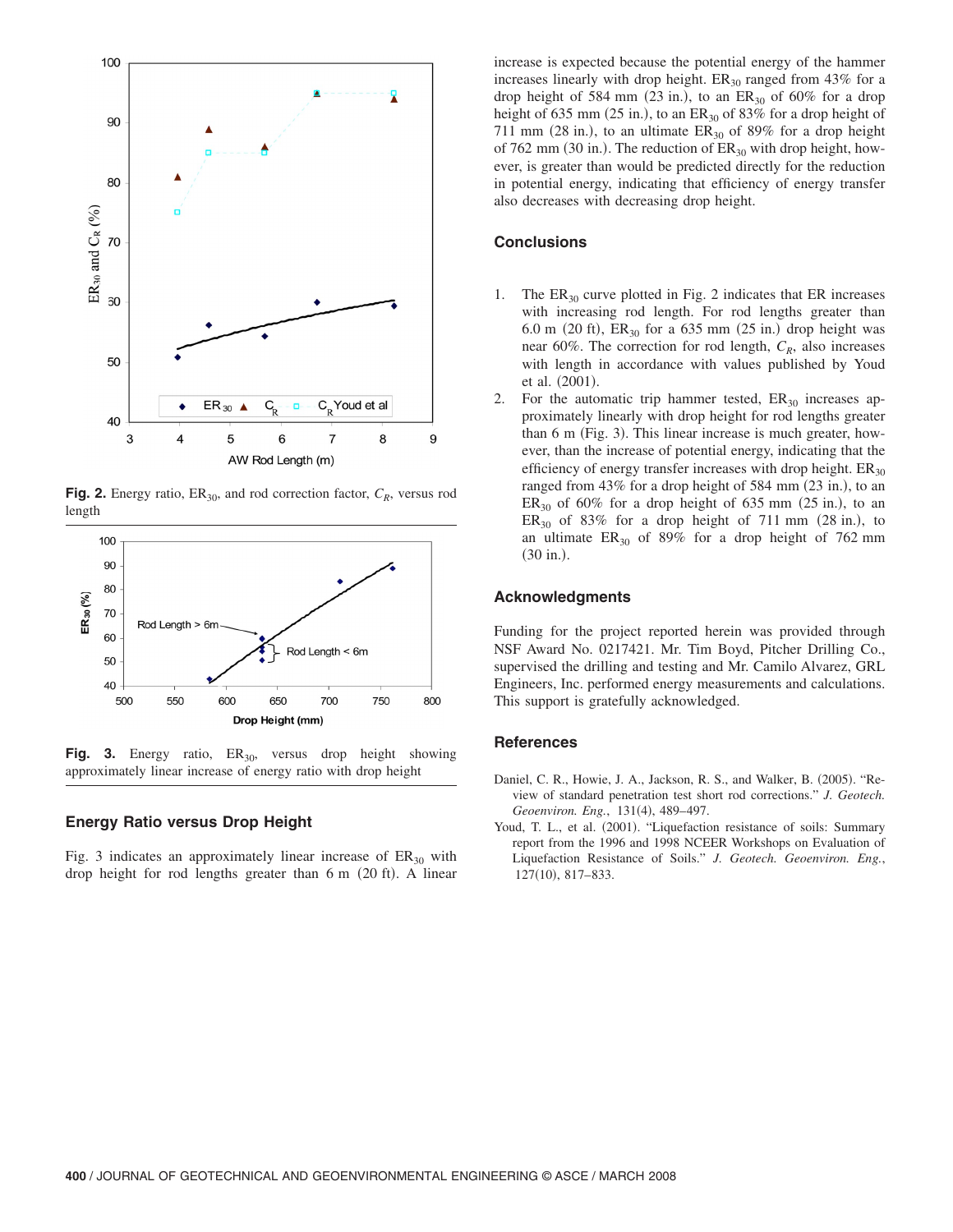100
90
80
70
60
50
40
3 4 5 6 7 8 9
$ER_{30}$ and $C_R$ (%)
AW Rod Length (m)
$ER_{30}$ $C_R$ $C_R$ Youd et al

**Fig. 2.** Energy ratio, $ER_{30}$, and rod correction factor, $C_R$, versus rod length

100
90
80
70
60
50
40
500 550 600 650 700 750 800
$ER_{30}$ (%)
Drop Height (mm)
Rod Length > 6m
Rod Length < 6m

**Fig. 3.** Energy ratio, $ER_{30}$, versus drop height showing approximately linear increase of energy ratio with drop height

## Energy Ratio versus Drop Height

Fig. 3 indicates an approximately linear increase of $ER_{30}$ with drop height for rod lengths greater than 6 m (20 ft). A linear increase is expected because the potential energy of the hammer increases linearly with drop height. $ER_{30}$ ranged from 43% for a drop height of 584 mm (23 in.), to an $ER_{30}$ of 60% for a drop height of 635 mm (25 in.), to an $ER_{30}$ of 83% for a drop height of 711 mm (28 in.), to an ultimate $ER_{30}$ of 89% for a drop height of 762 mm (30 in.). The reduction of $ER_{30}$ with drop height, however, is greater than would be predicted directly for the reduction in potential energy, indicating that efficiency of energy transfer also decreases with decreasing drop height.

## Conclusions

1. The $ER_{30}$ curve plotted in Fig. 2 indicates that ER increases with increasing rod length. For rod lengths greater than 6.0 m (20 ft), $ER_{30}$ for a 635 mm (25 in.) drop height was near 60%. The correction for rod length, $C_R$, also increases with length in accordance with values published by Youd et al. (2001).
2. For the automatic trip hammer tested, $ER_{30}$ increases approximately linearly with drop height for rod lengths greater than 6 m (Fig. 3). This linear increase is much greater, however, than the increase of potential energy, indicating that the efficiency of energy transfer increases with drop height. $ER_{30}$ ranged from 43% for a drop height of 584 mm (23 in.), to an $ER_{30}$ of 60% for a drop height of 635 mm (25 in.), to an $ER_{30}$ of 83% for a drop height of 711 mm (28 in.), to an ultimate $ER_{30}$ of 89% for a drop height of 762 mm (30 in.).

## Acknowledgments

Funding for the project reported herein was provided through NSF Award No. 0217421. Mr. Tim Boyd, Pitcher Drilling Co., supervised the drilling and testing and Mr. Camilo Alvarez, GRL Engineers, Inc. performed energy measurements and calculations. This support is gratefully acknowledged.

## References

Daniel, C. R., Howie, J. A., Jackson, R. S., and Walker, B. (2005). "Review of standard penetration test short rod corrections." *J. Geotech. Geoenviron. Eng.*, 131(4), 489–497.

Youd, T. L., et al. (2001). "Liquefaction resistance of soils: Summary report from the 1996 and 1998 NCEER Workshops on Evaluation of Liquefaction Resistance of Soils." *J. Geotech. Geoenviron. Eng.*, 127(10), 817–833.